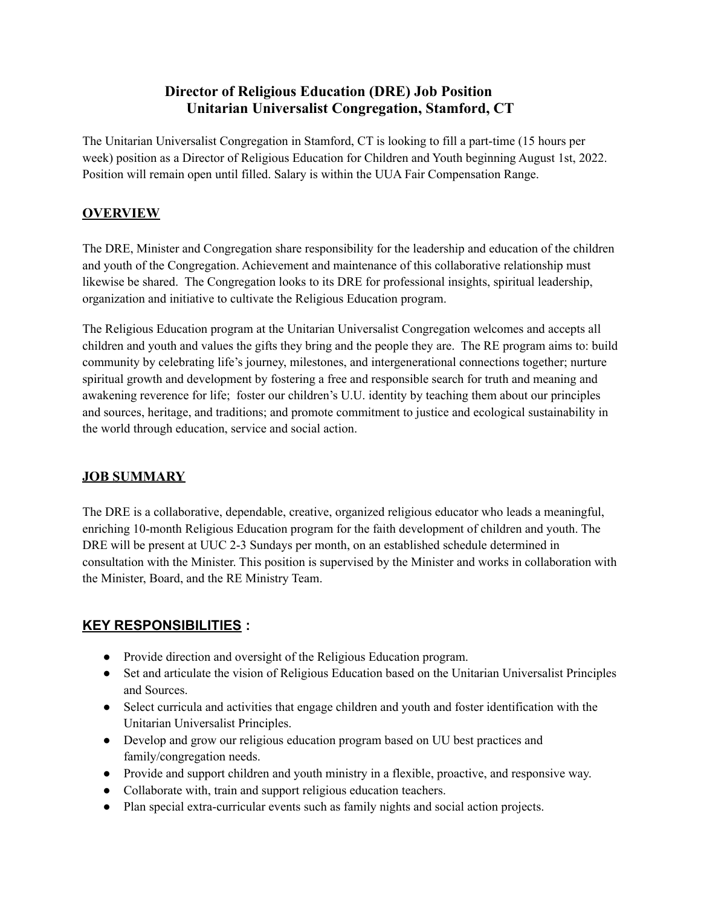# Director of Religious Education (DRE) Job Position
# Unitarian Universalist Congregation, Stamford, CT

The Unitarian Universalist Congregation in Stamford, CT is looking to fill a part-time (15 hours per week) position as a Director of Religious Education for Children and Youth beginning August 1st, 2022. Position will remain open until filled. Salary is within the UUA Fair Compensation Range.

## OVERVIEW

The DRE, Minister and Congregation share responsibility for the leadership and education of the children and youth of the Congregation. Achievement and maintenance of this collaborative relationship must likewise be shared. The Congregation looks to its DRE for professional insights, spiritual leadership, organization and initiative to cultivate the Religious Education program.

The Religious Education program at the Unitarian Universalist Congregation welcomes and accepts all children and youth and values the gifts they bring and the people they are. The RE program aims to: build community by celebrating life's journey, milestones, and intergenerational connections together; nurture spiritual growth and development by fostering a free and responsible search for truth and meaning and awakening reverence for life; foster our children's U.U. identity by teaching them about our principles and sources, heritage, and traditions; and promote commitment to justice and ecological sustainability in the world through education, service and social action.

## JOB SUMMARY

The DRE is a collaborative, dependable, creative, organized religious educator who leads a meaningful, enriching 10-month Religious Education program for the faith development of children and youth. The DRE will be present at UUC 2-3 Sundays per month, on an established schedule determined in consultation with the Minister. This position is supervised by the Minister and works in collaboration with the Minister, Board, and the RE Ministry Team.

## KEY RESPONSIBILITIES :

- Provide direction and oversight of the Religious Education program.
- Set and articulate the vision of Religious Education based on the Unitarian Universalist Principles and Sources.
- Select curricula and activities that engage children and youth and foster identification with the Unitarian Universalist Principles.
- Develop and grow our religious education program based on UU best practices and family/congregation needs.
- Provide and support children and youth ministry in a flexible, proactive, and responsive way.
- Collaborate with, train and support religious education teachers.
- Plan special extra-curricular events such as family nights and social action projects.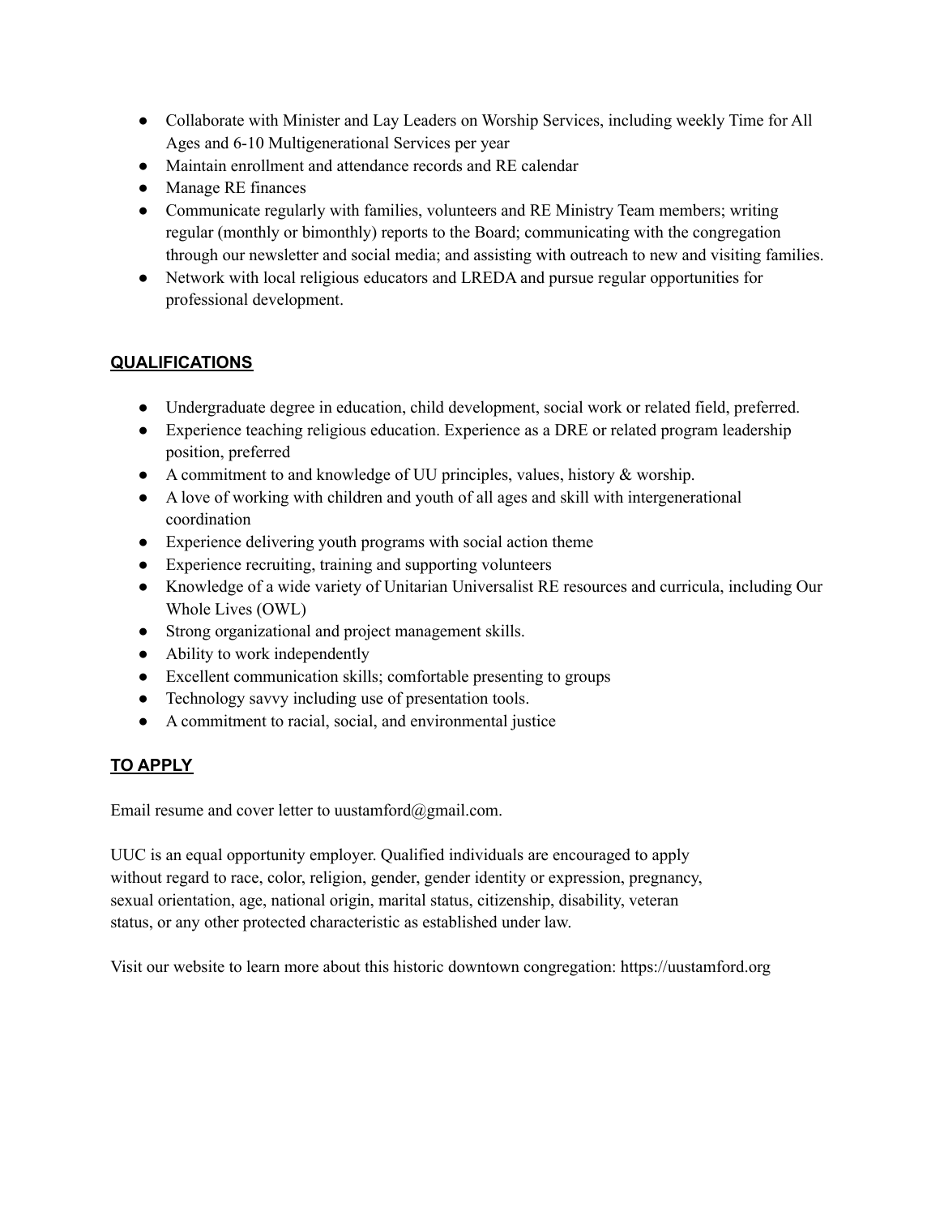- Collaborate with Minister and Lay Leaders on Worship Services, including weekly Time for All Ages and 6-10 Multigenerational Services per year
- Maintain enrollment and attendance records and RE calendar
- Manage RE finances
- Communicate regularly with families, volunteers and RE Ministry Team members; writing regular (monthly or bimonthly) reports to the Board; communicating with the congregation through our newsletter and social media; and assisting with outreach to new and visiting families.
- Network with local religious educators and LREDA and pursue regular opportunities for professional development.

## QUALIFICATIONS

- Undergraduate degree in education, child development, social work or related field, preferred.
- Experience teaching religious education. Experience as a DRE or related program leadership position, preferred
- A commitment to and knowledge of UU principles, values, history & worship.
- A love of working with children and youth of all ages and skill with intergenerational coordination
- Experience delivering youth programs with social action theme
- Experience recruiting, training and supporting volunteers
- Knowledge of a wide variety of Unitarian Universalist RE resources and curricula, including Our Whole Lives (OWL)
- Strong organizational and project management skills.
- Ability to work independently
- Excellent communication skills; comfortable presenting to groups
- Technology savvy including use of presentation tools.
- A commitment to racial, social, and environmental justice

## TO APPLY

Email resume and cover letter to uustamford@gmail.com.

UUC is an equal opportunity employer. Qualified individuals are encouraged to apply without regard to race, color, religion, gender, gender identity or expression, pregnancy, sexual orientation, age, national origin, marital status, citizenship, disability, veteran status, or any other protected characteristic as established under law.

Visit our website to learn more about this historic downtown congregation: https://uustamford.org